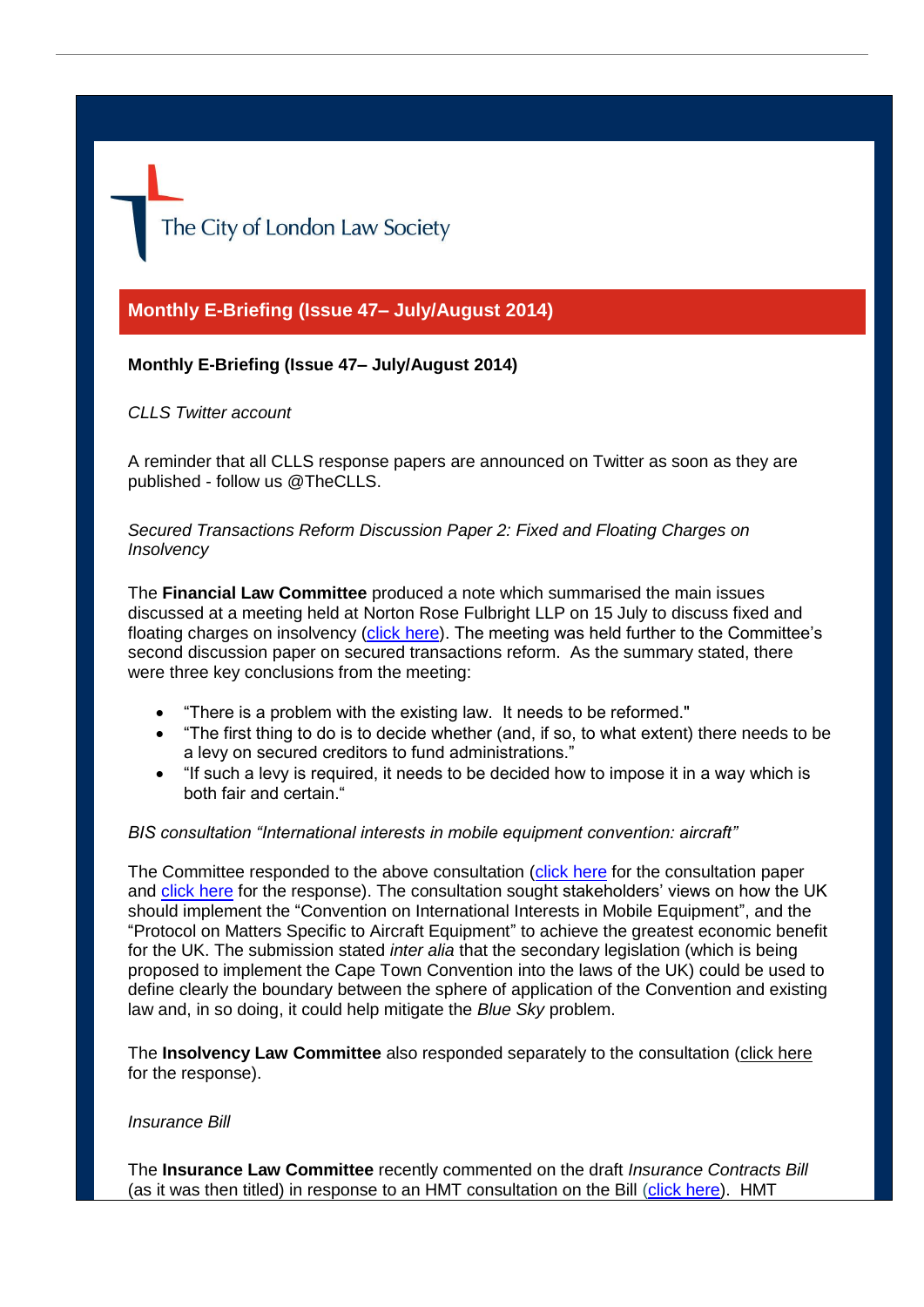The City of London Law Society

## Monthly E-Briefing (Issue 47– July/August 2014)

**Monthly E-Briefing (Issue 47– July/August 2014)**

*CLLS Twitter account*

A reminder that all CLLS response papers are announced on Twitter as soon as they are published - follow us @TheCLLS.

*Secured Transactions Reform Discussion Paper 2: Fixed and Floating Charges on Insolvency*

The **Financial Law Committee** produced a note which summarised the main issues discussed at a meeting held at Norton Rose Fulbright LLP on 15 July to discuss fixed and floating charges on insolvency (click here). The meeting was held further to the Committee's second discussion paper on secured transactions reform. As the summary stated, there were three key conclusions from the meeting:

- "There is a problem with the existing law. It needs to be reformed."
- "The first thing to do is to decide whether (and, if so, to what extent) there needs to be a levy on secured creditors to fund administrations."
- "If such a levy is required, it needs to be decided how to impose it in a way which is both fair and certain."

*BIS consultation "International interests in mobile equipment convention: aircraft"*

The Committee responded to the above consultation (click here for the consultation paper and click here for the response). The consultation sought stakeholders' views on how the UK should implement the "Convention on International Interests in Mobile Equipment", and the "Protocol on Matters Specific to Aircraft Equipment" to achieve the greatest economic benefit for the UK. The submission stated *inter alia* that the secondary legislation (which is being proposed to implement the Cape Town Convention into the laws of the UK) could be used to define clearly the boundary between the sphere of application of the Convention and existing law and, in so doing, it could help mitigate the *Blue Sky* problem.

The **Insolvency Law Committee** also responded separately to the consultation (click here for the response).

*Insurance Bill*

The **Insurance Law Committee** recently commented on the draft *Insurance Contracts Bill* (as it was then titled) in response to an HMT consultation on the Bill (click here). HMT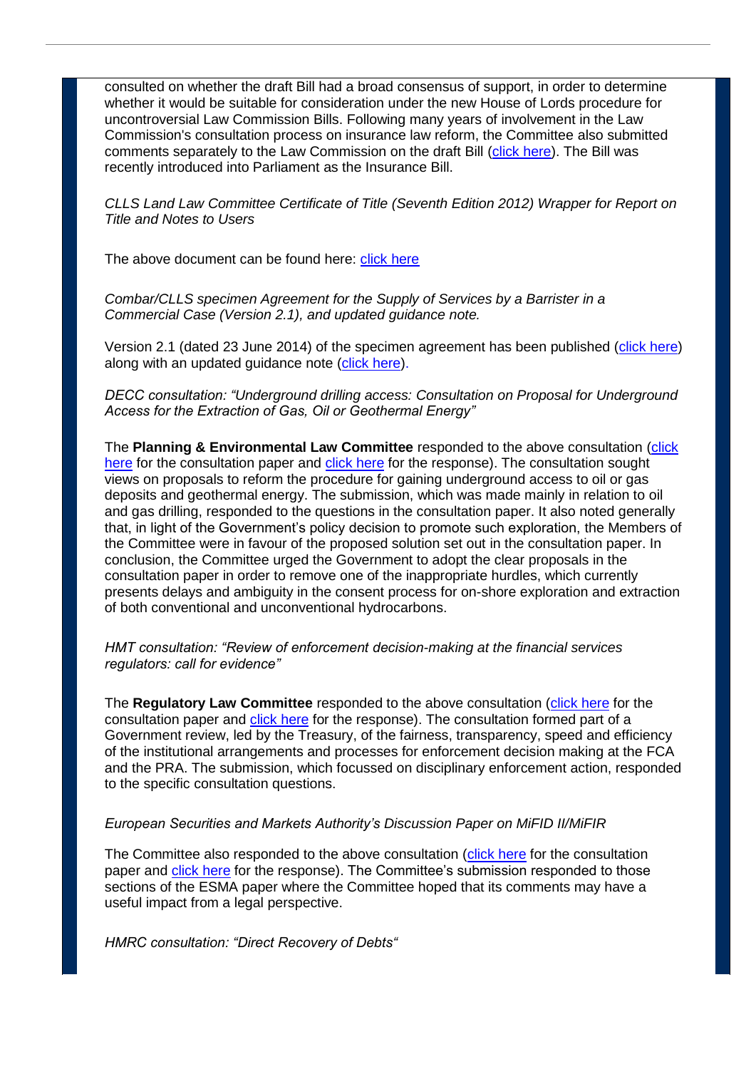consulted on whether the draft Bill had a broad consensus of support, in order to determine whether it would be suitable for consideration under the new House of Lords procedure for uncontroversial Law Commission Bills. Following many years of involvement in the Law Commission's consultation process on insurance law reform, the Committee also submitted comments separately to the Law Commission on the draft Bill (click here). The Bill was recently introduced into Parliament as the Insurance Bill.

*CLLS Land Law Committee Certificate of Title (Seventh Edition 2012) Wrapper for Report on Title and Notes to Users*

The above document can be found here: click here

*Combar/CLLS specimen Agreement for the Supply of Services by a Barrister in a Commercial Case (Version 2.1), and updated guidance note.*

Version 2.1 (dated 23 June 2014) of the specimen agreement has been published (click here) along with an updated guidance note (click here).

*DECC consultation: "Underground drilling access: Consultation on Proposal for Underground Access for the Extraction of Gas, Oil or Geothermal Energy"*

The **Planning & Environmental Law Committee** responded to the above consultation (click here for the consultation paper and click here for the response). The consultation sought views on proposals to reform the procedure for gaining underground access to oil or gas deposits and geothermal energy. The submission, which was made mainly in relation to oil and gas drilling, responded to the questions in the consultation paper. It also noted generally that, in light of the Government's policy decision to promote such exploration, the Members of the Committee were in favour of the proposed solution set out in the consultation paper. In conclusion, the Committee urged the Government to adopt the clear proposals in the consultation paper in order to remove one of the inappropriate hurdles, which currently presents delays and ambiguity in the consent process for on-shore exploration and extraction of both conventional and unconventional hydrocarbons.

*HMT consultation: "Review of enforcement decision-making at the financial services regulators: call for evidence"*

The **Regulatory Law Committee** responded to the above consultation (click here for the consultation paper and click here for the response). The consultation formed part of a Government review, led by the Treasury, of the fairness, transparency, speed and efficiency of the institutional arrangements and processes for enforcement decision making at the FCA and the PRA. The submission, which focussed on disciplinary enforcement action, responded to the specific consultation questions.

*European Securities and Markets Authority's Discussion Paper on MiFID II/MiFIR*

The Committee also responded to the above consultation (click here for the consultation paper and click here for the response). The Committee's submission responded to those sections of the ESMA paper where the Committee hoped that its comments may have a useful impact from a legal perspective.

*HMRC consultation: "Direct Recovery of Debts"*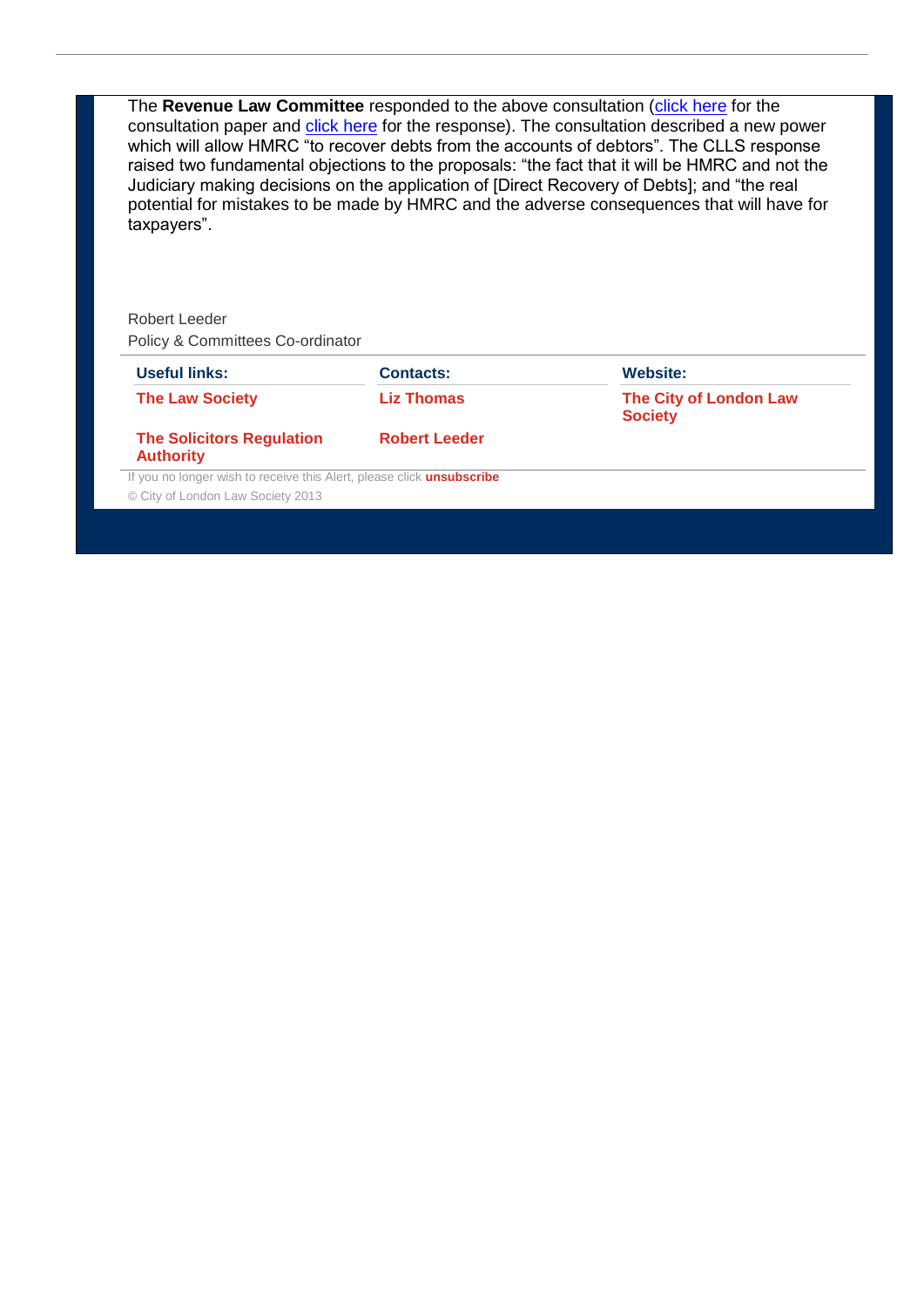The **Revenue Law Committee** responded to the above consultation (click here for the consultation paper and click here for the response). The consultation described a new power which will allow HMRC "to recover debts from the accounts of debtors". The CLLS response raised two fundamental objections to the proposals: "the fact that it will be HMRC and not the Judiciary making decisions on the application of [Direct Recovery of Debts]; and "the real potential for mistakes to be made by HMRC and the adverse consequences that will have for taxpayers".

Robert Leeder
Policy & Committees Co-ordinator

| **Useful links:** | **Contacts:** | **Website:** |
| --- | --- | --- |
| **The Law Society** | **Liz Thomas** | **The City of London Law Society** |
| **The Solicitors Regulation Authority** | **Robert Leeder** | |

If you no longer wish to receive this Alert, please click **unsubscribe**

© City of London Law Society 2013